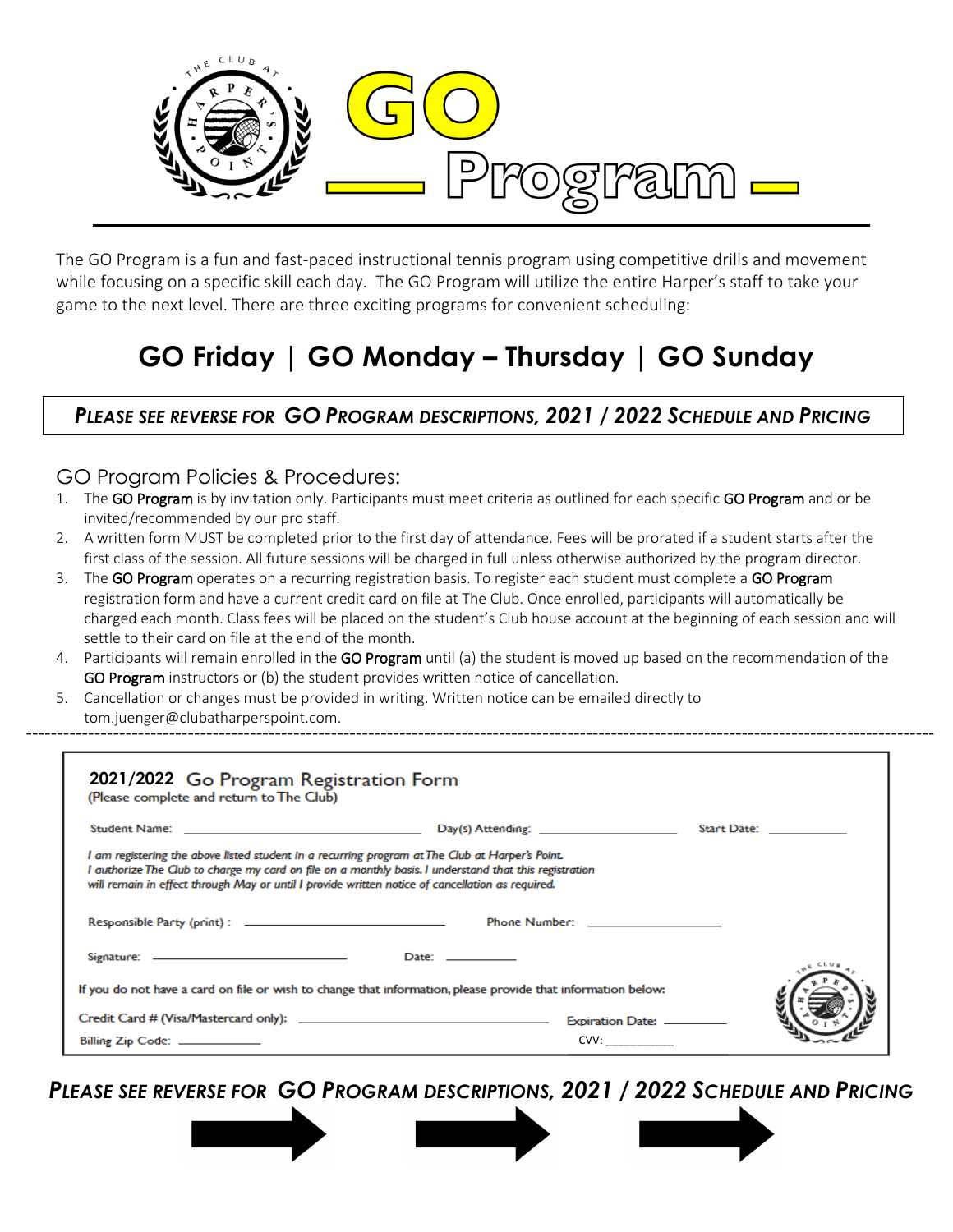# GO Program

The GO Program is a fun and fast-paced instructional tennis program using competitive drills and movement while focusing on a specific skill each day. The GO Program will utilize the entire Harper's staff to take your game to the next level. There are three exciting programs for convenient scheduling:

## GO Friday | GO Monday – Thursday | GO Sunday

***PLEASE SEE REVERSE FOR GO PROGRAM DESCRIPTIONS, 2021 / 2022 SCHEDULE AND PRICING***

### GO Program Policies & Procedures:

1. The GO Program is by invitation only. Participants must meet criteria as outlined for each specific GO Program and or be invited/recommended by our pro staff.
2. A written form MUST be completed prior to the first day of attendance. Fees will be prorated if a student starts after the first class of the session. All future sessions will be charged in full unless otherwise authorized by the program director.
3. The GO Program operates on a recurring registration basis. To register each student must complete a GO Program registration form and have a current credit card on file at The Club. Once enrolled, participants will automatically be charged each month. Class fees will be placed on the student's Club house account at the beginning of each session and will settle to their card on file at the end of the month.
4. Participants will remain enrolled in the GO Program until (a) the student is moved up based on the recommendation of the GO Program instructors or (b) the student provides written notice of cancellation.
5. Cancellation or changes must be provided in writing. Written notice can be emailed directly to tom.juenger@clubatharperspoint.com.

---

### 2021/2022 Go Program Registration Form
(Please complete and return to The Club)

Student Name: ____________________ Day(s) Attending: ______________ Start Date: __________

*I am registering the above listed student in a recurring program at The Club at Harper's Point. I authorize The Club to charge my card on file on a monthly basis. I understand that this registration will remain in effect through May or until I provide written notice of cancellation as required.*

Responsible Party (print) : ____________________ Phone Number: ______________

Signature: ____________________ Date: __________

If you do not have a card on file or wish to change that information, please provide that information below:

Credit Card # (Visa/Mastercard only): ____________________ Expiration Date: __________

Billing Zip Code: __________ CVV: __________

***PLEASE SEE REVERSE FOR GO PROGRAM DESCRIPTIONS, 2021 / 2022 SCHEDULE AND PRICING***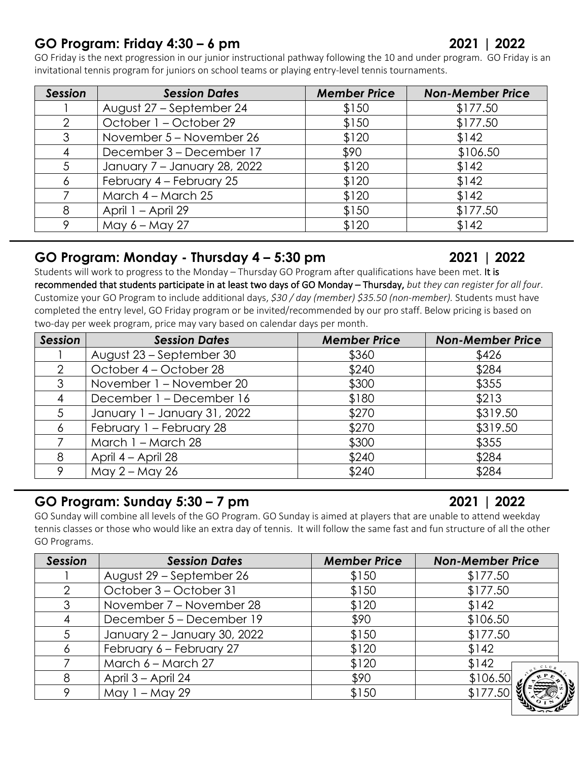## GO Program: Friday 4:30 – 6 pm 2021 | 2022

GO Friday is the next progression in our junior instructional pathway following the 10 and under program. GO Friday is an invitational tennis program for juniors on school teams or playing entry-level tennis tournaments.

| Session | Session Dates | Member Price | Non-Member Price |
|---|---|---|---|
| 1 | August 27 – September 24 | $150 | $177.50 |
| 2 | October 1 – October 29 | $150 | $177.50 |
| 3 | November 5 – November 26 | $120 | $142 |
| 4 | December 3 – December 17 | $90 | $106.50 |
| 5 | January 7 – January 28, 2022 | $120 | $142 |
| 6 | February 4 – February 25 | $120 | $142 |
| 7 | March 4 – March 25 | $120 | $142 |
| 8 | April 1 – April 29 | $150 | $177.50 |
| 9 | May 6 – May 27 | $120 | $142 |

## GO Program: Monday - Thursday 4 – 5:30 pm 2021 | 2022

Students will work to progress to the Monday – Thursday GO Program after qualifications have been met. **It is recommended that students participate in at least two days of GO Monday – Thursday,** *but they can register for all four*. Customize your GO Program to include additional days, *$30 / day (member) $35.50 (non-member).* Students must have completed the entry level, GO Friday program or be invited/recommended by our pro staff. Below pricing is based on two-day per week program, price may vary based on calendar days per month.

| Session | Session Dates | Member Price | Non-Member Price |
|---|---|---|---|
| 1 | August 23 – September 30 | $360 | $426 |
| 2 | October 4 – October 28 | $240 | $284 |
| 3 | November 1 – November 20 | $300 | $355 |
| 4 | December 1 – December 16 | $180 | $213 |
| 5 | January 1 – January 31, 2022 | $270 | $319.50 |
| 6 | February 1 – February 28 | $270 | $319.50 |
| 7 | March 1 – March 28 | $300 | $355 |
| 8 | April 4 – April 28 | $240 | $284 |
| 9 | May 2 – May 26 | $240 | $284 |

## GO Program: Sunday 5:30 – 7 pm 2021 | 2022

GO Sunday will combine all levels of the GO Program. GO Sunday is aimed at players that are unable to attend weekday tennis classes or those who would like an extra day of tennis. It will follow the same fast and fun structure of all the other GO Programs.

| Session | Session Dates | Member Price | Non-Member Price |
|---|---|---|---|
| 1 | August 29 – September 26 | $150 | $177.50 |
| 2 | October 3 – October 31 | $150 | $177.50 |
| 3 | November 7 – November 28 | $120 | $142 |
| 4 | December 5 – December 19 | $90 | $106.50 |
| 5 | January 2 – January 30, 2022 | $150 | $177.50 |
| 6 | February 6 – February 27 | $120 | $142 |
| 7 | March 6 – March 27 | $120 | $142 |
| 8 | April 3 – April 24 | $90 | $106.50 |
| 9 | May 1 – May 29 | $150 | $177.50 |